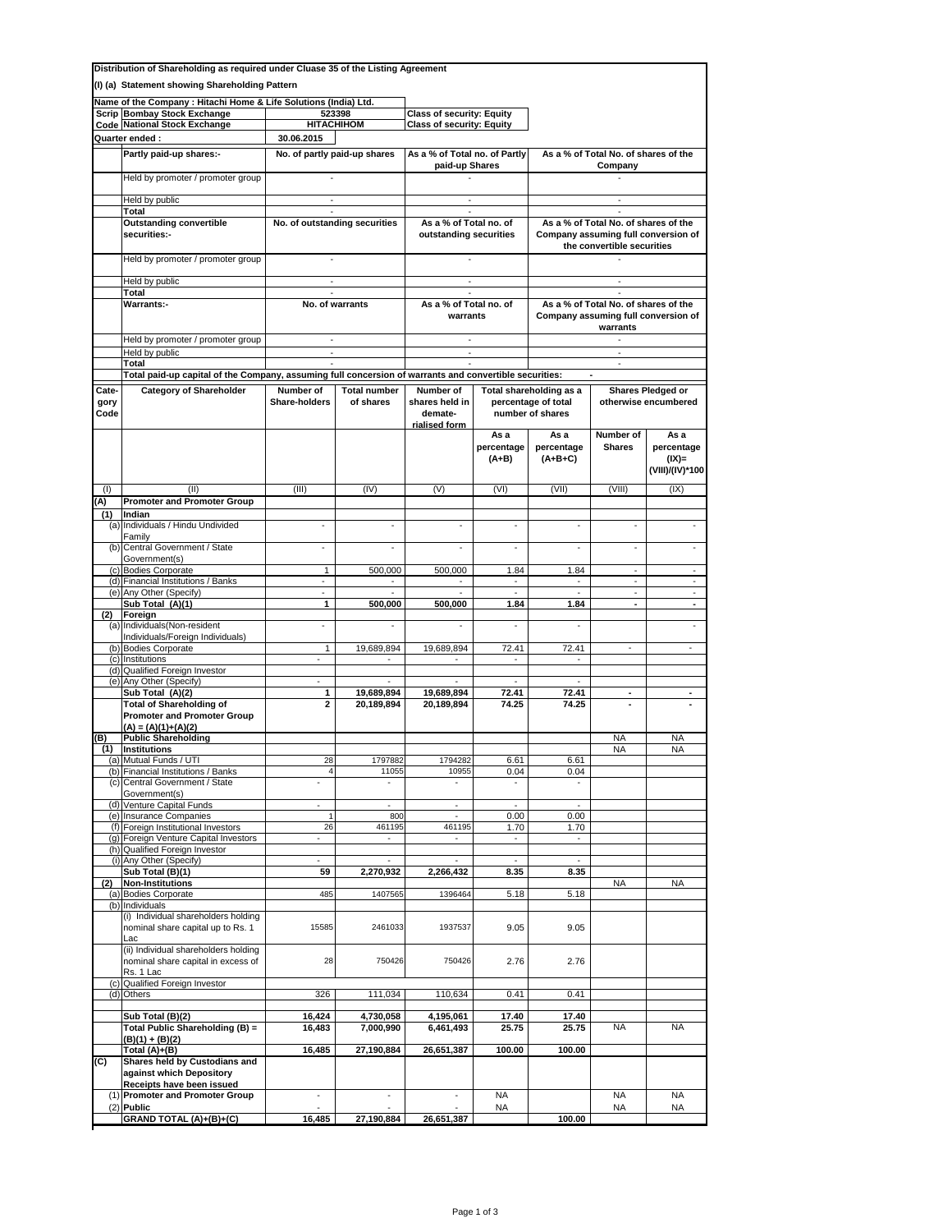**Distribution of Shareholding as required under Cluase 35 of the Listing Agreement**

**(I) (a) Statement showing Shareholding Pattern**

| **Name of the Company : Hitachi Home & Life Solutions (India) Ltd.** | | |
|---|---|---|
| **Scrip Code** | **Bombay Stock Exchange** | 523398 | **Class of security: Equity** |
| | **National Stock Exchange** | **HITACHIHOM** | **Class of security: Equity** |
| **Quarter ended :** | | **30.06.2015** | |

| | No. of partly paid-up shares | As a % of Total no. of Partly paid-up Shares | As a % of Total No. of shares of the Company |
|---|---|---|---|
| **Partly paid-up shares:-** | | | |
| Held by promoter / promoter group | - | - | - |
| Held by public | - | - | - |
| **Total** | - | - | - |

| | No. of outstanding securities | As a % of Total no. of outstanding securities | As a % of Total No. of shares of the Company assuming full conversion of the convertible securities |
|---|---|---|---|
| **Outstanding convertible securities:-** | | | |
| Held by promoter / promoter group | - | - | - |
| Held by public | - | - | - |
| **Total** | - | - | - |

| | No. of warrants | As a % of Total no. of warrants | As a % of Total No. of shares of the Company assuming full conversion of warrants |
|---|---|---|---|
| **Warrants:-** | | | |
| Held by promoter / promoter group | - | - | - |
| Held by public | - | - | - |
| **Total** | - | - | - |

**Total paid-up capital of the Company, assuming full concersion of warrants and convertible securities:** -

| Cate-gory Code | Category of Shareholder | Number of Share-holders | Total number of shares | Number of shares held in demate-rialised form | Total shareholding as a percentage of total number of shares | | Shares Pledged or otherwise encumbered | |
|---|---|---|---|---|---|---|---|---|
| | | | | | As a percentage (A+B) | As a percentage (A+B+C) | Number of Shares | As a percentage (IX)= (VIII)/(IV)*100 |
| (I) | (II) | (III) | (IV) | (V) | (VI) | (VII) | (VIII) | (IX) |
| **(A)** | **Promoter and Promoter Group** | | | | | | | |
| **(1)** | **Indian** | | | | | | | |
| (a) | Individuals / Hindu Undivided Family | - | - | - | - | - | - | - |
| (b) | Central Government / State Government(s) | - | - | - | - | - | - | - |
| (c) | Bodies Corporate | 1 | 500,000 | 500,000 | 1.84 | 1.84 | - | - |
| (d) | Financial Institutions / Banks | - | - | - | - | - | - | - |
| (e) | Any Other (Specify) | - | - | - | - | - | - | - |
| | **Sub Total (A)(1)** | **1** | **500,000** | **500,000** | **1.84** | **1.84** | **-** | **-** |
| **(2)** | **Foreign** | | | | | | | |
| (a) | Individuals(Non-resident Individuals/Foreign Individuals) | - | - | - | - | - | | - |
| (b) | Bodies Corporate | 1 | 19,689,894 | 19,689,894 | 72.41 | 72.41 | - | - |
| (c) | Institutions | - | - | - | - | - | | |
| (d) | Qualified Foreign Investor | | | | | | | |
| (e) | Any Other (Specify) | - | - | - | - | - | | |
| | **Sub Total (A)(2)** | **1** | **19,689,894** | **19,689,894** | **72.41** | **72.41** | **-** | **-** |
| | **Total of Shareholding of Promoter and Promoter Group (A) = (A)(1)+(A)(2)** | **2** | **20,189,894** | **20,189,894** | **74.25** | **74.25** | **-** | **-** |
| **(B)** | **Public Shareholding** | | | | | | NA | NA |
| **(1)** | **Institutions** | | | | | | NA | NA |
| (a) | Mutual Funds / UTI | 28 | 1797882 | 1794282 | 6.61 | 6.61 | | |
| (b) | Financial Institutions / Banks | 4 | 11055 | 10955 | 0.04 | 0.04 | | |
| (c) | Central Government / State Government(s) | - | - | - | - | - | | |
| (d) | Venture Capital Funds | - | - | - | - | - | | |
| (e) | Insurance Companies | 1 | 800 | - | 0.00 | 0.00 | | |
| (f) | Foreign Institutional Investors | 26 | 461195 | 461195 | 1.70 | 1.70 | | |
| (g) | Foreign Venture Capital Investors | - | - | - | - | - | | |
| (h) | Qualified Foreign Investor | | | | | | | |
| (i) | Any Other (Specify) | - | - | - | - | - | | |
| | **Sub Total (B)(1)** | **59** | **2,270,932** | **2,266,432** | **8.35** | **8.35** | | |
| **(2)** | **Non-Institutions** | | | | | | NA | NA |
| (a) | Bodies Corporate | 485 | 1407565 | 1396464 | 5.18 | 5.18 | | |
| (b) | Individuals | | | | | | | |
| | (i) Individual shareholders holding nominal share capital up to Rs. 1 Lac | 15585 | 2461033 | 1937537 | 9.05 | 9.05 | | |
| | (ii) Individual shareholders holding nominal share capital in excess of Rs. 1 Lac | 28 | 750426 | 750426 | 2.76 | 2.76 | | |
| (c) | Qualified Foreign Investor | | | | | | | |
| (d) | Others | 326 | 111,034 | 110,634 | 0.41 | 0.41 | | |
| | **Sub Total (B)(2)** | **16,424** | **4,730,058** | **4,195,061** | **17.40** | **17.40** | | |
| | **Total Public Shareholding (B) = (B)(1) + (B)(2)** | **16,483** | **7,000,990** | **6,461,493** | **25.75** | **25.75** | NA | NA |
| | **Total (A)+(B)** | **16,485** | **27,190,884** | **26,651,387** | **100.00** | **100.00** | | |
| **(C)** | **Shares held by Custodians and against which Depository Receipts have been issued** | | | | | | | |
| (1) | **Promoter and Promoter Group** | - | - | - | NA | | NA | NA |
| (2) | **Public** | - | - | - | NA | | NA | NA |
| | **GRAND TOTAL (A)+(B)+(C)** | **16,485** | **27,190,884** | **26,651,387** | | **100.00** | | |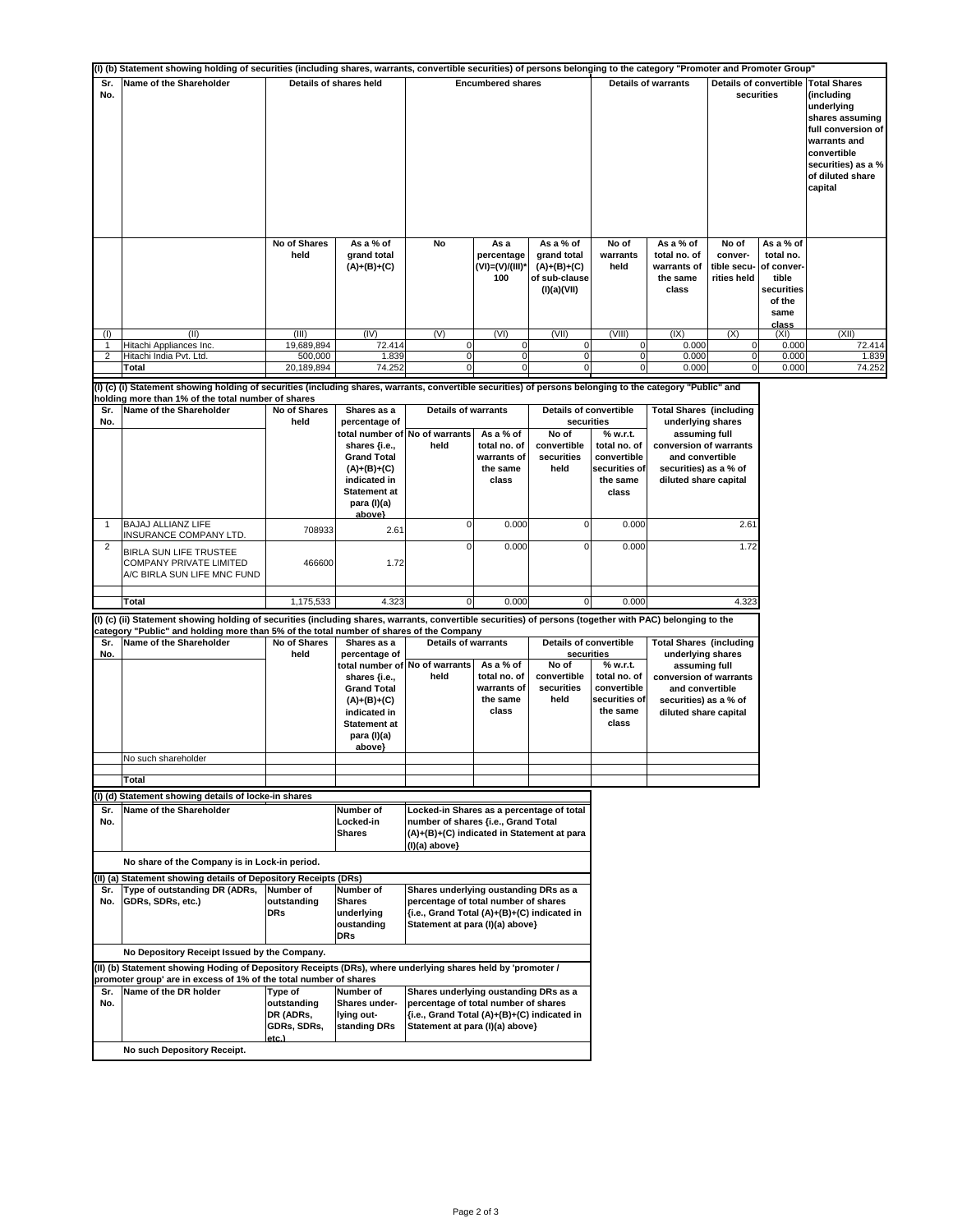### (I) (b) Statement showing holding of securities (including shares, warrants, convertible securities) of persons belonging to the category "Promoter and Promoter Group"

| Sr. No. | Name of the Shareholder | Details of shares held | | Encumbered shares | | | Details of warrants | | Details of convertible securities | | Total Shares (including underlying shares assuming full conversion of warrants and convertible securities) as a % of diluted share capital |
|---|---|---|---|---|---|---|---|---|---|---|---|
| | | No of Shares held | As a % of grand total (A)+(B)+(C) | No | As a percentage (VI)=(V)/(III)*100 | As a % of grand total (A)+(B)+(C) of sub-clause (I)(a)(VII) | No of warrants held | As a % of total no. of warrants of the same class | No of convertible securities held | As a % of total no. of convertible securities of the same class | |
| (I) | (II) | (III) | (IV) | (V) | (VI) | (VII) | (VIII) | (IX) | (X) | (XI) | (XII) |
| 1 | Hitachi Appliances Inc. | 19,689,894 | 72.414 | 0 | 0 | 0 | 0 | 0.000 | 0 | 0.000 | 72.414 |
| 2 | Hitachi India Pvt. Ltd. | 500,000 | 1.839 | 0 | 0 | 0 | 0 | 0.000 | 0 | 0.000 | 1.839 |
| | **Total** | 20,189,894 | 74.252 | 0 | 0 | 0 | 0 | 0.000 | 0 | 0.000 | 74.252 |

### (I) (c) (i) Statement showing holding of securities (including shares, warrants, convertible securities) of persons belonging to the category "Public" and holding more than 1% of the total number of shares

| Sr. No. | Name of the Shareholder | No of Shares held | Shares as a percentage of total number of shares {i.e., Grand Total (A)+(B)+(C) indicated in Statement at para (I)(a) above} | Details of warrants | | Details of convertible securities | | Total Shares (including underlying shares assuming full conversion of warrants and convertible securities) as a % of diluted share capital |
|---|---|---|---|---|---|---|---|---|
| | | | | No of warrants held | As a % of total no. of warrants of the same class | No of convertible securities held | % w.r.t. total no. of convertible securities of the same class | |
| 1 | BAJAJ ALLIANZ LIFE INSURANCE COMPANY LTD. | 708933 | 2.61 | 0 | 0.000 | 0 | 0.000 | 2.61 |
| 2 | BIRLA SUN LIFE TRUSTEE COMPANY PRIVATE LIMITED A/C BIRLA SUN LIFE MNC FUND | 466600 | 1.72 | 0 | 0.000 | 0 | 0.000 | 1.72 |
| | **Total** | 1,175,533 | 4.323 | 0 | 0.000 | 0 | 0.000 | 4.323 |

### (I) (c) (ii) Statement showing holding of securities (including shares, warrants, convertible securities) of persons (together with PAC) belonging to the category "Public" and holding more than 5% of the total number of shares of the Company

| Sr. No. | Name of the Shareholder | No of Shares held | Shares as a percentage of total number of shares {i.e., Grand Total (A)+(B)+(C) indicated in Statement at para (I)(a) above} | Details of warrants | | Details of convertible securities | | Total Shares (including underlying shares assuming full conversion of warrants and convertible securities) as a % of diluted share capital |
|---|---|---|---|---|---|---|---|---|
| | | | | No of warrants held | As a % of total no. of warrants of the same class | No of convertible securities held | % w.r.t. total no. of convertible securities of the same class | |
| | No such shareholder | | | | | | | |
| | **Total** | | | | | | | |

### (I) (d) Statement showing details of locke-in shares

| Sr. No. | Name of the Shareholder | Number of Locked-in Shares | Locked-in Shares as a percentage of total number of shares {i.e., Grand Total (A)+(B)+(C) indicated in Statement at para (I)(a) above} |
|---|---|---|---|

**No share of the Company is in Lock-in period.**

### (II) (a) Statement showing details of Depository Receipts (DRs)

| Sr. No. | Type of outstanding DR (ADRs, GDRs, SDRs, etc.) | Number of outstanding DRs | Number of Shares underlying oustanding DRs | Shares underlying oustanding DRs as a percentage of total number of shares {i.e., Grand Total (A)+(B)+(C) indicated in Statement at para (I)(a) above} |
|---|---|---|---|---|

**No Depository Receipt Issued by the Company.**

### (II) (b) Statement showing Hoding of Depository Receipts (DRs), where underlying shares held by 'promoter / promoter group' are in excess of 1% of the total number of shares

| Sr. No. | Name of the DR holder | Type of outstanding DR (ADRs, GDRs, SDRs, etc.) | Number of Shares underlying outstanding DRs | Shares underlying oustanding DRs as a percentage of total number of shares {i.e., Grand Total (A)+(B)+(C) indicated in Statement at para (I)(a) above} |
|---|---|---|---|---|

**No such Depository Receipt.**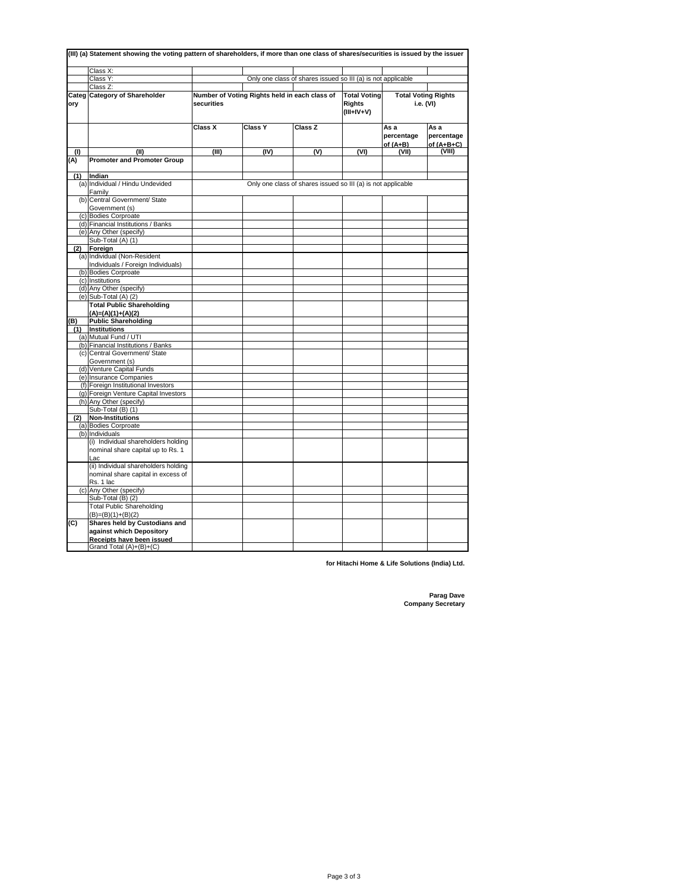**(III) (a) Statement showing the voting pattern of shareholders, if more than one class of shares/securities is issued by the issuer**

| | | | | | | | |
|---|---|---|---|---|---|---|---|
| | Class X: | | | | | | |
| | Class Y: | Only one class of shares issued so III (a) is not applicable | | | | | |
| | Class Z: | | | | | | |
| **Category** | **Category of Shareholder** | **Number of Voting Rights held in each class of securities** | | | **Total Voting Rights (III+IV+V)** | **Total Voting Rights i.e. (VI)** | |
| | | **Class X** | **Class Y** | **Class Z** | | **As a percentage of (A+B)** | **As a percentage of (A+B+C)** |
| **(I)** | **(II)** | **(III)** | **(IV)** | **(V)** | **(VI)** | **(VII)** | **(VIII)** |
| **(A)** | **Promoter and Promoter Group** | | | | | | |
| **(1)** | **Indian** | | | | | | |
| (a) | Individual / Hindu Undevided Family | Only one class of shares issued so III (a) is not applicable | | | | | |
| (b) | Central Government/ State Government (s) | | | | | | |
| (c) | Bodies Corproate | | | | | | |
| (d) | Financial Institutions / Banks | | | | | | |
| (e) | Any Other (specify) | | | | | | |
| | Sub-Total (A) (1) | | | | | | |
| **(2)** | **Foreign** | | | | | | |
| (a) | Individual (Non-Resident Individuals / Foreign Individuals) | | | | | | |
| (b) | Bodies Corproate | | | | | | |
| (c) | Institutions | | | | | | |
| (d) | Any Other (specify) | | | | | | |
| (e) | Sub-Total (A) (2) | | | | | | |
| | **Total Public Shareholding (A)=(A)(1)+(A)(2)** | | | | | | |
| **(B)** | **Public Shareholding** | | | | | | |
| **(1)** | **Institutions** | | | | | | |
| (a) | Mutual Fund / UTI | | | | | | |
| (b) | Financial Institutions / Banks | | | | | | |
| (c) | Central Government/ State Government (s) | | | | | | |
| (d) | Venture Capital Funds | | | | | | |
| (e) | Insurance Companies | | | | | | |
| (f) | Foreign Institutional Investors | | | | | | |
| (g) | Foreign Venture Capital Investors | | | | | | |
| (h) | Any Other (specify) | | | | | | |
| | Sub-Total (B) (1) | | | | | | |
| **(2)** | **Non-Institutions** | | | | | | |
| (a) | Bodies Corproate | | | | | | |
| (b) | Individuals | | | | | | |
| | (i) Individual shareholders holding nominal share capital up to Rs. 1 Lac | | | | | | |
| | (ii) Individual shareholders holding nominal share capital in excess of Rs. 1 lac | | | | | | |
| (c) | Any Other (specify) | | | | | | |
| | Sub-Total (B) (2) | | | | | | |
| | Total Public Shareholding (B)=(B)(1)+(B)(2) | | | | | | |
| **(C)** | **Shares held by Custodians and against which Depository Receipts have been issued** | | | | | | |
| | Grand Total (A)+(B)+(C) | | | | | | |

**for Hitachi Home & Life Solutions (India) Ltd.**

**Parag Dave**
**Company Secretary**